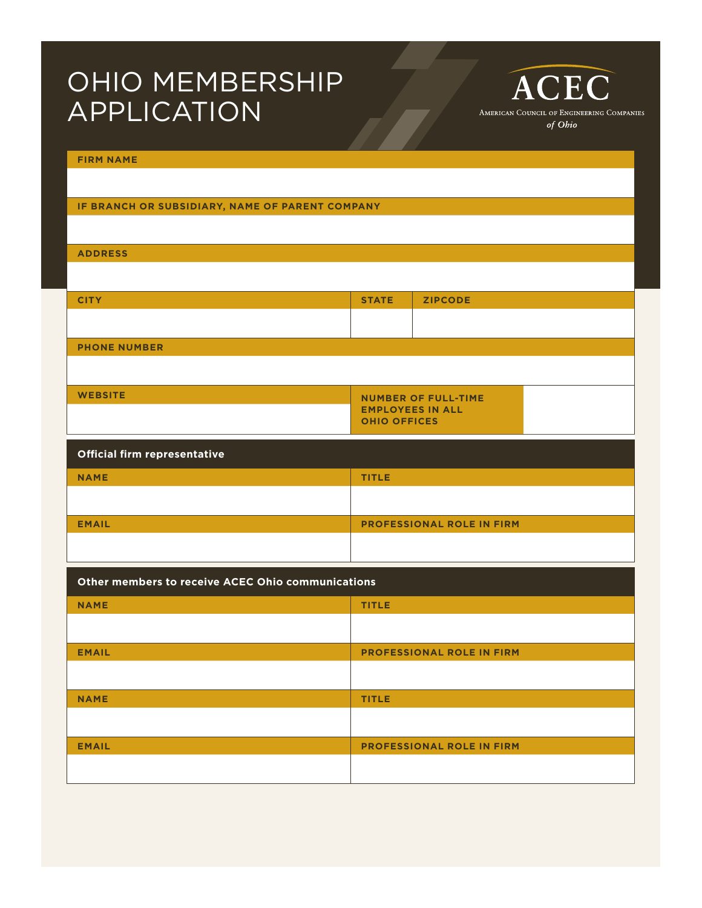# OHIO MEMBERSHIP APPLICATION

**ACEC**
American Council of Engineering Companies *of Ohio*

| FIRM NAME | | |
|---|---|---|
| | | |
| **IF BRANCH OR SUBSIDIARY, NAME OF PARENT COMPANY** | | |
| | | |
| **ADDRESS** | | |
| | | |
| **CITY** | **STATE** | **ZIPCODE** |
| | | |
| **PHONE NUMBER** | | |
| | | |
| **WEBSITE** | **NUMBER OF FULL-TIME EMPLOYEES IN ALL OHIO OFFICES** | |
| | | |

## Official firm representative

| NAME | TITLE |
|---|---|
| | |
| **EMAIL** | **PROFESSIONAL ROLE IN FIRM** |
| | |

## Other members to receive ACEC Ohio communications

| NAME | TITLE |
|---|---|
| | |
| **EMAIL** | **PROFESSIONAL ROLE IN FIRM** |
| | |
| **NAME** | **TITLE** |
| | |
| **EMAIL** | **PROFESSIONAL ROLE IN FIRM** |
| | |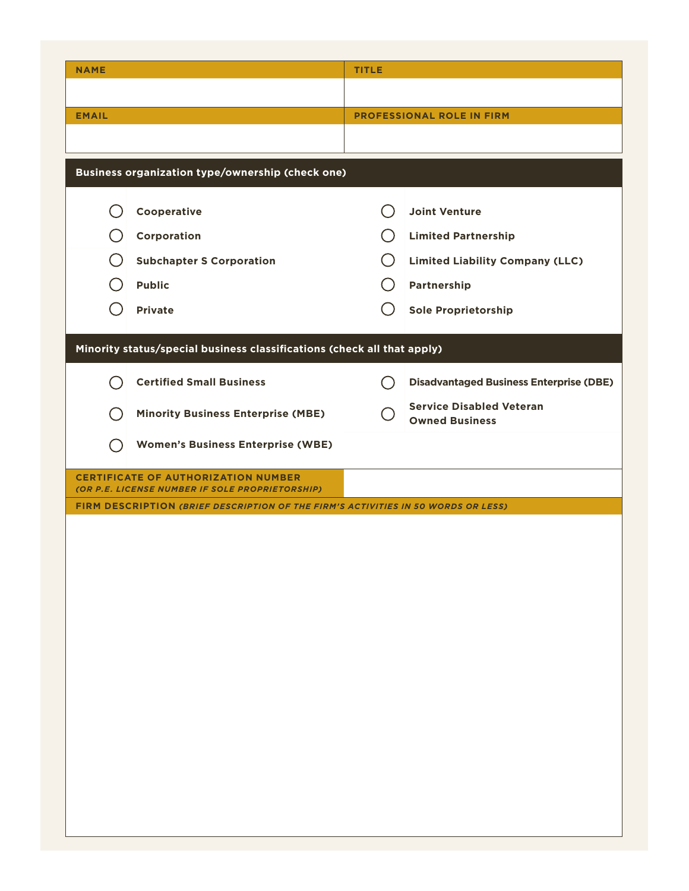| NAME | TITLE |
| --- | --- |
| | |
| **EMAIL** | **PROFESSIONAL ROLE IN FIRM** |
| | |

**Business organization type/ownership (check one)**

- ○ Cooperative
- ○ Corporation
- ○ Subchapter S Corporation
- ○ Public
- ○ Private
- ○ Joint Venture
- ○ Limited Partnership
- ○ Limited Liability Company (LLC)
- ○ Partnership
- ○ Sole Proprietorship

**Minority status/special business classifications (check all that apply)**

- ○ Certified Small Business
- ○ Minority Business Enterprise (MBE)
- ○ Women's Business Enterprise (WBE)
- ○ Disadvantaged Business Enterprise (DBE)
- ○ Service Disabled Veteran Owned Business

| CERTIFICATE OF AUTHORIZATION NUMBER *(OR P.E. LICENSE NUMBER IF SOLE PROPRIETORSHIP)* | |
| --- | --- |

**FIRM DESCRIPTION** *(BRIEF DESCRIPTION OF THE FIRM'S ACTIVITIES IN 50 WORDS OR LESS)*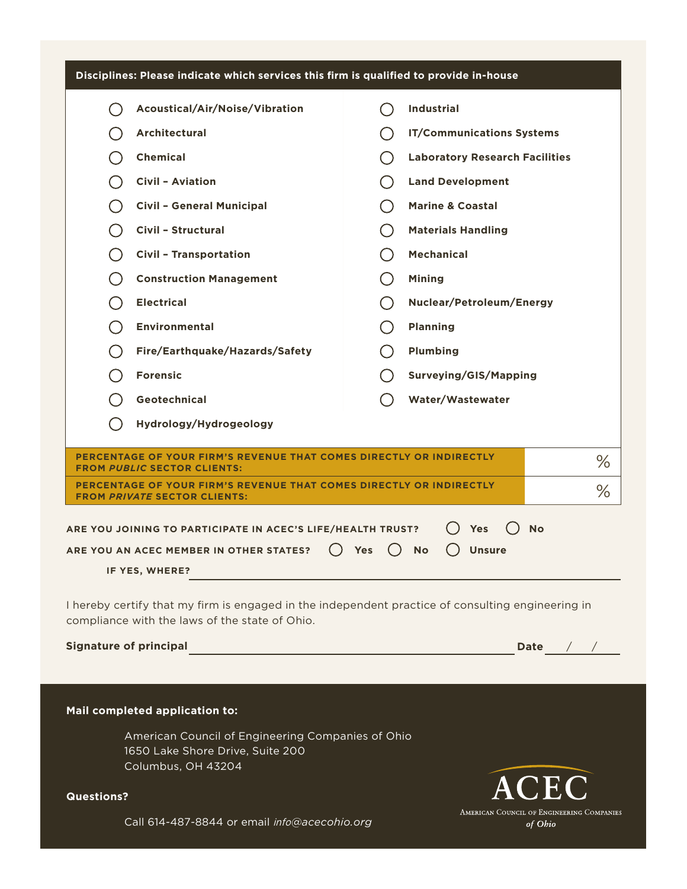## Disciplines: Please indicate which services this firm is qualified to provide in-house

- ◯ Acoustical/Air/Noise/Vibration
- ◯ Architectural
- ◯ Chemical
- ◯ Civil – Aviation
- ◯ Civil – General Municipal
- ◯ Civil – Structural
- ◯ Civil – Transportation
- ◯ Construction Management
- ◯ Electrical
- ◯ Environmental
- ◯ Fire/Earthquake/Hazards/Safety
- ◯ Forensic
- ◯ Geotechnical
- ◯ Hydrology/Hydrogeology
- ◯ Industrial
- ◯ IT/Communications Systems
- ◯ Laboratory Research Facilities
- ◯ Land Development
- ◯ Marine & Coastal
- ◯ Materials Handling
- ◯ Mechanical
- ◯ Mining
- ◯ Nuclear/Petroleum/Energy
- ◯ Planning
- ◯ Plumbing
- ◯ Surveying/GIS/Mapping
- ◯ Water/Wastewater

| | |
|---|---|
| **PERCENTAGE OF YOUR FIRM'S REVENUE THAT COMES DIRECTLY OR INDIRECTLY FROM *PUBLIC* SECTOR CLIENTS:** | % |
| **PERCENTAGE OF YOUR FIRM'S REVENUE THAT COMES DIRECTLY OR INDIRECTLY FROM *PRIVATE* SECTOR CLIENTS:** | % |

**ARE YOU JOINING TO PARTICIPATE IN ACEC'S LIFE/HEALTH TRUST?** ◯ Yes ◯ No

**ARE YOU AN ACEC MEMBER IN OTHER STATES?** ◯ Yes ◯ No ◯ Unsure

**IF YES, WHERE?** ______________________________

I hereby certify that my firm is engaged in the independent practice of consulting engineering in compliance with the laws of the state of Ohio.

**Signature of principal** ______________________________ **Date** ___ / ___ / ___

**Mail completed application to:**

American Council of Engineering Companies of Ohio
1650 Lake Shore Drive, Suite 200
Columbus, OH 43204

**Questions?**

Call 614-487-8844 or email *info@acecohio.org*

ACEC
American Council of Engineering Companies
*of Ohio*